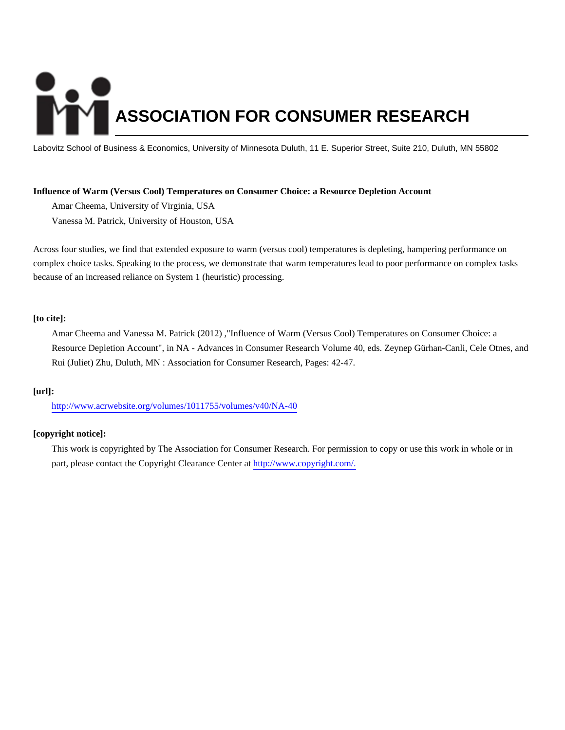# ASSOCIATION FOR CONSUMER RESEARCH

Labovitz School of Business & Economics, University of Minnesota Duluth, 11 E. Superior Street, Suite 210, Duluth, MN 55802

**Influence of Warm (Versus Cool) Temperatures on Consumer Choice: a Resource Depletion Account**

Amar Cheema, University of Virginia, USA

Vanessa M. Patrick, University of Houston, USA

Across four studies, we find that extended exposure to warm (versus cool) temperatures is depleting, hampering performance on complex choice tasks. Speaking to the process, we demonstrate that warm temperatures lead to poor performance on complex tasks because of an increased reliance on System 1 (heuristic) processing.

**[to cite]:**

Amar Cheema and Vanessa M. Patrick (2012) ,"Influence of Warm (Versus Cool) Temperatures on Consumer Choice: a Resource Depletion Account", in NA - Advances in Consumer Research Volume 40, eds. Zeynep Gürhan-Canli, Cele Otnes, and Rui (Juliet) Zhu, Duluth, MN : Association for Consumer Research, Pages: 42-47.

**[url]:**

http://www.acrwebsite.org/volumes/1011755/volumes/v40/NA-40

**[copyright notice]:**

This work is copyrighted by The Association for Consumer Research. For permission to copy or use this work in whole or in part, please contact the Copyright Clearance Center at http://www.copyright.com/.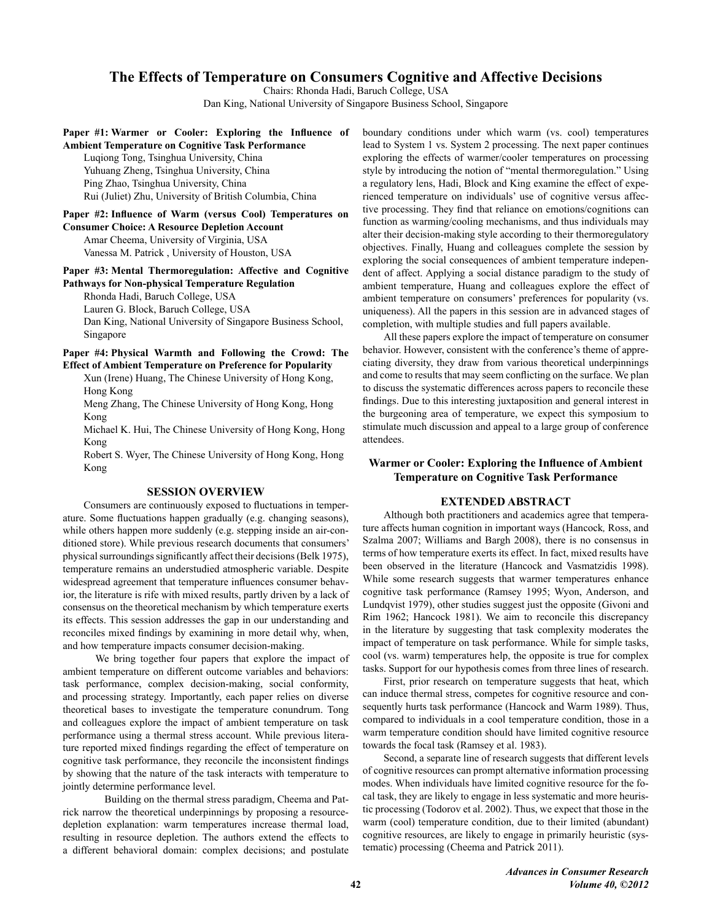# The Effects of Temperature on Consumers Cognitive and Affective Decisions

Chairs: Rhonda Hadi, Baruch College, USA
Dan King, National University of Singapore Business School, Singapore

**Paper #1: Warmer or Cooler: Exploring the Influence of Ambient Temperature on Cognitive Task Performance**

Luqiong Tong, Tsinghua University, China
Yuhuang Zheng, Tsinghua University, China
Ping Zhao, Tsinghua University, China
Rui (Juliet) Zhu, University of British Columbia, China

**Paper #2: Influence of Warm (versus Cool) Temperatures on Consumer Choice: A Resource Depletion Account**

Amar Cheema, University of Virginia, USA
Vanessa M. Patrick , University of Houston, USA

**Paper #3: Mental Thermoregulation: Affective and Cognitive Pathways for Non-physical Temperature Regulation**

Rhonda Hadi, Baruch College, USA
Lauren G. Block, Baruch College, USA
Dan King, National University of Singapore Business School, Singapore

**Paper #4: Physical Warmth and Following the Crowd: The Effect of Ambient Temperature on Preference for Popularity**

Xun (Irene) Huang, The Chinese University of Hong Kong, Hong Kong
Meng Zhang, The Chinese University of Hong Kong, Hong Kong
Michael K. Hui, The Chinese University of Hong Kong, Hong Kong
Robert S. Wyer, The Chinese University of Hong Kong, Hong Kong

## SESSION OVERVIEW

Consumers are continuously exposed to fluctuations in temperature. Some fluctuations happen gradually (e.g. changing seasons), while others happen more suddenly (e.g. stepping inside an air-conditioned store). While previous research documents that consumers' physical surroundings significantly affect their decisions (Belk 1975), temperature remains an understudied atmospheric variable. Despite widespread agreement that temperature influences consumer behavior, the literature is rife with mixed results, partly driven by a lack of consensus on the theoretical mechanism by which temperature exerts its effects. This session addresses the gap in our understanding and reconciles mixed findings by examining in more detail why, when, and how temperature impacts consumer decision-making.

We bring together four papers that explore the impact of ambient temperature on different outcome variables and behaviors: task performance, complex decision-making, social conformity, and processing strategy. Importantly, each paper relies on diverse theoretical bases to investigate the temperature conundrum. Tong and colleagues explore the impact of ambient temperature on task performance using a thermal stress account. While previous literature reported mixed findings regarding the effect of temperature on cognitive task performance, they reconcile the inconsistent findings by showing that the nature of the task interacts with temperature to jointly determine performance level.

Building on the thermal stress paradigm, Cheema and Patrick narrow the theoretical underpinnings by proposing a resource-depletion explanation: warm temperatures increase thermal load, resulting in resource depletion. The authors extend the effects to a different behavioral domain: complex decisions; and postulate boundary conditions under which warm (vs. cool) temperatures lead to System 1 vs. System 2 processing. The next paper continues exploring the effects of warmer/cooler temperatures on processing style by introducing the notion of "mental thermoregulation." Using a regulatory lens, Hadi, Block and King examine the effect of experienced temperature on individuals' use of cognitive versus affective processing. They find that reliance on emotions/cognitions can function as warming/cooling mechanisms, and thus individuals may alter their decision-making style according to their thermoregulatory objectives. Finally, Huang and colleagues complete the session by exploring the social consequences of ambient temperature independent of affect. Applying a social distance paradigm to the study of ambient temperature, Huang and colleagues explore the effect of ambient temperature on consumers' preferences for popularity (vs. uniqueness). All the papers in this session are in advanced stages of completion, with multiple studies and full papers available.

All these papers explore the impact of temperature on consumer behavior. However, consistent with the conference's theme of appreciating diversity, they draw from various theoretical underpinnings and come to results that may seem conflicting on the surface. We plan to discuss the systematic differences across papers to reconcile these findings. Due to this interesting juxtaposition and general interest in the burgeoning area of temperature, we expect this symposium to stimulate much discussion and appeal to a large group of conference attendees.

## Warmer or Cooler: Exploring the Influence of Ambient Temperature on Cognitive Task Performance

### EXTENDED ABSTRACT

Although both practitioners and academics agree that temperature affects human cognition in important ways (Hancock, Ross, and Szalma 2007; Williams and Bargh 2008), there is no consensus in terms of how temperature exerts its effect. In fact, mixed results have been observed in the literature (Hancock and Vasmatzidis 1998). While some research suggests that warmer temperatures enhance cognitive task performance (Ramsey 1995; Wyon, Anderson, and Lundqvist 1979), other studies suggest just the opposite (Givoni and Rim 1962; Hancock 1981). We aim to reconcile this discrepancy in the literature by suggesting that task complexity moderates the impact of temperature on task performance. While for simple tasks, cool (vs. warm) temperatures help, the opposite is true for complex tasks. Support for our hypothesis comes from three lines of research.

First, prior research on temperature suggests that heat, which can induce thermal stress, competes for cognitive resource and consequently hurts task performance (Hancock and Warm 1989). Thus, compared to individuals in a cool temperature condition, those in a warm temperature condition should have limited cognitive resource towards the focal task (Ramsey et al. 1983).

Second, a separate line of research suggests that different levels of cognitive resources can prompt alternative information processing modes. When individuals have limited cognitive resource for the focal task, they are likely to engage in less systematic and more heuristic processing (Todorov et al. 2002). Thus, we expect that those in the warm (cool) temperature condition, due to their limited (abundant) cognitive resources, are likely to engage in primarily heuristic (systematic) processing (Cheema and Patrick 2011).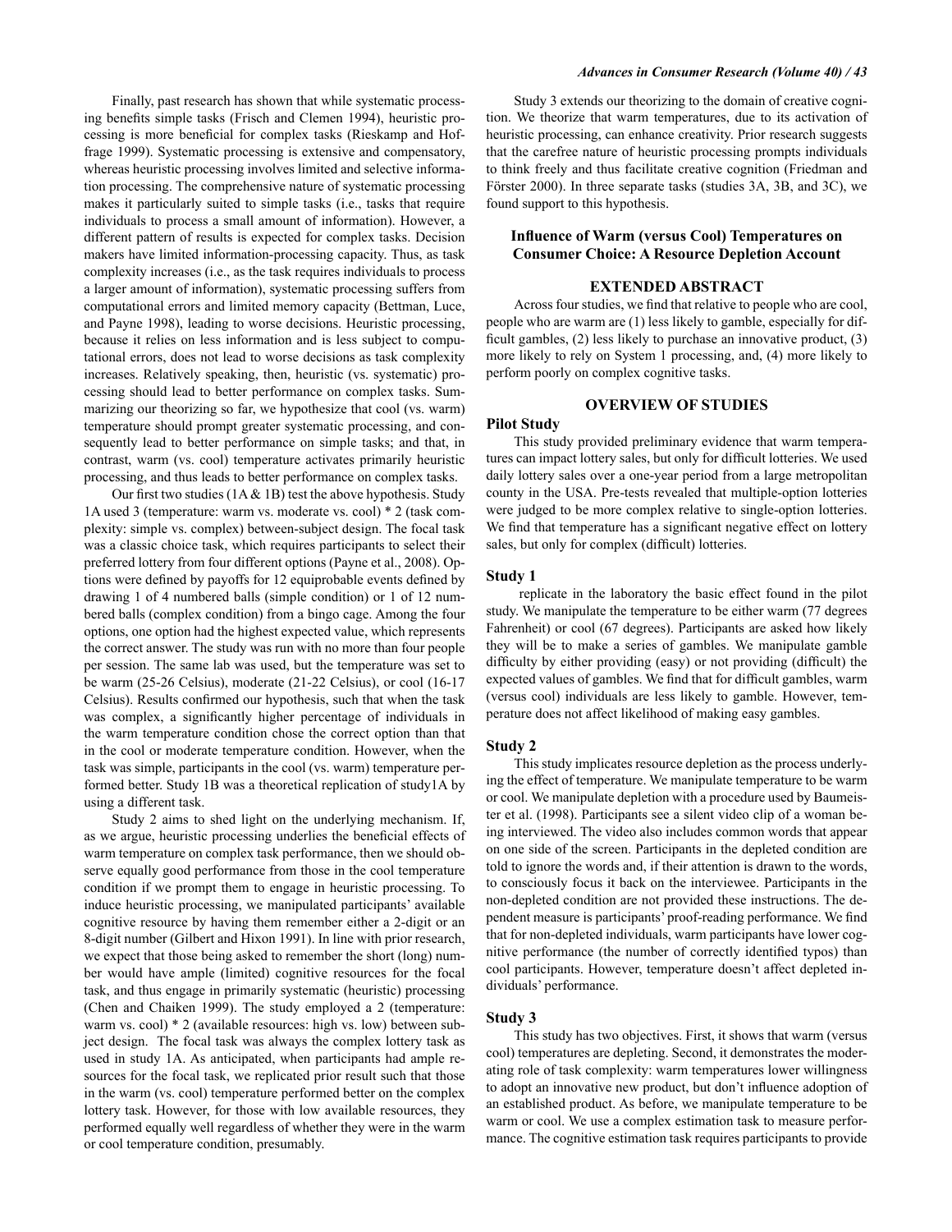Finally, past research has shown that while systematic processing benefits simple tasks (Frisch and Clemen 1994), heuristic processing is more beneficial for complex tasks (Rieskamp and Hoffrage 1999). Systematic processing is extensive and compensatory, whereas heuristic processing involves limited and selective information processing. The comprehensive nature of systematic processing makes it particularly suited to simple tasks (i.e., tasks that require individuals to process a small amount of information). However, a different pattern of results is expected for complex tasks. Decision makers have limited information-processing capacity. Thus, as task complexity increases (i.e., as the task requires individuals to process a larger amount of information), systematic processing suffers from computational errors and limited memory capacity (Bettman, Luce, and Payne 1998), leading to worse decisions. Heuristic processing, because it relies on less information and is less subject to computational errors, does not lead to worse decisions as task complexity increases. Relatively speaking, then, heuristic (vs. systematic) processing should lead to better performance on complex tasks. Summarizing our theorizing so far, we hypothesize that cool (vs. warm) temperature should prompt greater systematic processing, and consequently lead to better performance on simple tasks; and that, in contrast, warm (vs. cool) temperature activates primarily heuristic processing, and thus leads to better performance on complex tasks.

Our first two studies (1A & 1B) test the above hypothesis. Study 1A used 3 (temperature: warm vs. moderate vs. cool) * 2 (task complexity: simple vs. complex) between-subject design. The focal task was a classic choice task, which requires participants to select their preferred lottery from four different options (Payne et al., 2008). Options were defined by payoffs for 12 equiprobable events defined by drawing 1 of 4 numbered balls (simple condition) or 1 of 12 numbered balls (complex condition) from a bingo cage. Among the four options, one option had the highest expected value, which represents the correct answer. The study was run with no more than four people per session. The same lab was used, but the temperature was set to be warm (25-26 Celsius), moderate (21-22 Celsius), or cool (16-17 Celsius). Results confirmed our hypothesis, such that when the task was complex, a significantly higher percentage of individuals in the warm temperature condition chose the correct option than that in the cool or moderate temperature condition. However, when the task was simple, participants in the cool (vs. warm) temperature performed better. Study 1B was a theoretical replication of study1A by using a different task.

Study 2 aims to shed light on the underlying mechanism. If, as we argue, heuristic processing underlies the beneficial effects of warm temperature on complex task performance, then we should observe equally good performance from those in the cool temperature condition if we prompt them to engage in heuristic processing. To induce heuristic processing, we manipulated participants' available cognitive resource by having them remember either a 2-digit or an 8-digit number (Gilbert and Hixon 1991). In line with prior research, we expect that those being asked to remember the short (long) number would have ample (limited) cognitive resources for the focal task, and thus engage in primarily systematic (heuristic) processing (Chen and Chaiken 1999). The study employed a 2 (temperature: warm vs. cool) * 2 (available resources: high vs. low) between subject design. The focal task was always the complex lottery task as used in study 1A. As anticipated, when participants had ample resources for the focal task, we replicated prior result such that those in the warm (vs. cool) temperature performed better on the complex lottery task. However, for those with low available resources, they performed equally well regardless of whether they were in the warm or cool temperature condition, presumably.

Study 3 extends our theorizing to the domain of creative cognition. We theorize that warm temperatures, due to its activation of heuristic processing, can enhance creativity. Prior research suggests that the carefree nature of heuristic processing prompts individuals to think freely and thus facilitate creative cognition (Friedman and Förster 2000). In three separate tasks (studies 3A, 3B, and 3C), we found support to this hypothesis.

## Influence of Warm (versus Cool) Temperatures on Consumer Choice: A Resource Depletion Account

### EXTENDED ABSTRACT

Across four studies, we find that relative to people who are cool, people who are warm are (1) less likely to gamble, especially for difficult gambles, (2) less likely to purchase an innovative product, (3) more likely to rely on System 1 processing, and, (4) more likely to perform poorly on complex cognitive tasks.

### OVERVIEW OF STUDIES

#### Pilot Study

This study provided preliminary evidence that warm temperatures can impact lottery sales, but only for difficult lotteries. We used daily lottery sales over a one-year period from a large metropolitan county in the USA. Pre-tests revealed that multiple-option lotteries were judged to be more complex relative to single-option lotteries. We find that temperature has a significant negative effect on lottery sales, but only for complex (difficult) lotteries.

#### Study 1

replicate in the laboratory the basic effect found in the pilot study. We manipulate the temperature to be either warm (77 degrees Fahrenheit) or cool (67 degrees). Participants are asked how likely they will be to make a series of gambles. We manipulate gamble difficulty by either providing (easy) or not providing (difficult) the expected values of gambles. We find that for difficult gambles, warm (versus cool) individuals are less likely to gamble. However, temperature does not affect likelihood of making easy gambles.

#### Study 2

This study implicates resource depletion as the process underlying the effect of temperature. We manipulate temperature to be warm or cool. We manipulate depletion with a procedure used by Baumeister et al. (1998). Participants see a silent video clip of a woman being interviewed. The video also includes common words that appear on one side of the screen. Participants in the depleted condition are told to ignore the words and, if their attention is drawn to the words, to consciously focus it back on the interviewee. Participants in the non-depleted condition are not provided these instructions. The dependent measure is participants' proof-reading performance. We find that for non-depleted individuals, warm participants have lower cognitive performance (the number of correctly identified typos) than cool participants. However, temperature doesn't affect depleted individuals' performance.

#### Study 3

This study has two objectives. First, it shows that warm (versus cool) temperatures are depleting. Second, it demonstrates the moderating role of task complexity: warm temperatures lower willingness to adopt an innovative new product, but don't influence adoption of an established product. As before, we manipulate temperature to be warm or cool. We use a complex estimation task to measure performance. The cognitive estimation task requires participants to provide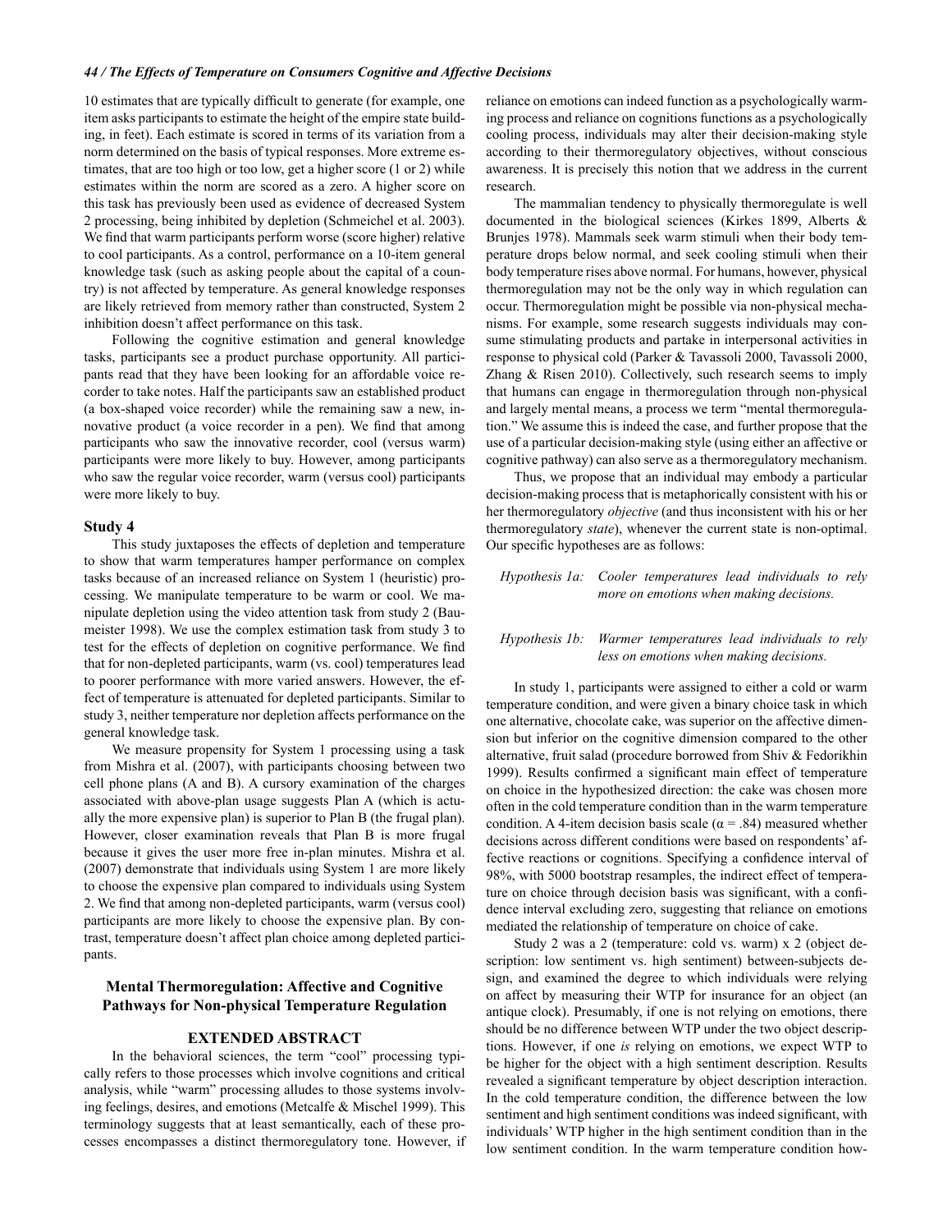10 estimates that are typically difficult to generate (for example, one item asks participants to estimate the height of the empire state building, in feet). Each estimate is scored in terms of its variation from a norm determined on the basis of typical responses. More extreme estimates, that are too high or too low, get a higher score (1 or 2) while estimates within the norm are scored as a zero. A higher score on this task has previously been used as evidence of decreased System 2 processing, being inhibited by depletion (Schmeichel et al. 2003). We find that warm participants perform worse (score higher) relative to cool participants. As a control, performance on a 10-item general knowledge task (such as asking people about the capital of a country) is not affected by temperature. As general knowledge responses are likely retrieved from memory rather than constructed, System 2 inhibition doesn't affect performance on this task.

Following the cognitive estimation and general knowledge tasks, participants see a product purchase opportunity. All participants read that they have been looking for an affordable voice recorder to take notes. Half the participants saw an established product (a box-shaped voice recorder) while the remaining saw a new, innovative product (a voice recorder in a pen). We find that among participants who saw the innovative recorder, cool (versus warm) participants were more likely to buy. However, among participants who saw the regular voice recorder, warm (versus cool) participants were more likely to buy.

### Study 4

This study juxtaposes the effects of depletion and temperature to show that warm temperatures hamper performance on complex tasks because of an increased reliance on System 1 (heuristic) processing. We manipulate temperature to be warm or cool. We manipulate depletion using the video attention task from study 2 (Baumeister 1998). We use the complex estimation task from study 3 to test for the effects of depletion on cognitive performance. We find that for non-depleted participants, warm (vs. cool) temperatures lead to poorer performance with more varied answers. However, the effect of temperature is attenuated for depleted participants. Similar to study 3, neither temperature nor depletion affects performance on the general knowledge task.

We measure propensity for System 1 processing using a task from Mishra et al. (2007), with participants choosing between two cell phone plans (A and B). A cursory examination of the charges associated with above-plan usage suggests Plan A (which is actually the more expensive plan) is superior to Plan B (the frugal plan). However, closer examination reveals that Plan B is more frugal because it gives the user more free in-plan minutes. Mishra et al. (2007) demonstrate that individuals using System 1 are more likely to choose the expensive plan compared to individuals using System 2. We find that among non-depleted participants, warm (versus cool) participants are more likely to choose the expensive plan. By contrast, temperature doesn't affect plan choice among depleted participants.

## Mental Thermoregulation: Affective and Cognitive Pathways for Non-physical Temperature Regulation

### EXTENDED ABSTRACT

In the behavioral sciences, the term "cool" processing typically refers to those processes which involve cognitions and critical analysis, while "warm" processing alludes to those systems involving feelings, desires, and emotions (Metcalfe & Mischel 1999). This terminology suggests that at least semantically, each of these processes encompasses a distinct thermoregulatory tone. However, if reliance on emotions can indeed function as a psychologically warming process and reliance on cognitions functions as a psychologically cooling process, individuals may alter their decision-making style according to their thermoregulatory objectives, without conscious awareness. It is precisely this notion that we address in the current research.

The mammalian tendency to physically thermoregulate is well documented in the biological sciences (Kirkes 1899, Alberts & Brunjes 1978). Mammals seek warm stimuli when their body temperature drops below normal, and seek cooling stimuli when their body temperature rises above normal. For humans, however, physical thermoregulation may not be the only way in which regulation can occur. Thermoregulation might be possible via non-physical mechanisms. For example, some research suggests individuals may consume stimulating products and partake in interpersonal activities in response to physical cold (Parker & Tavassoli 2000, Tavassoli 2000, Zhang & Risen 2010). Collectively, such research seems to imply that humans can engage in thermoregulation through non-physical and largely mental means, a process we term "mental thermoregulation." We assume this is indeed the case, and further propose that the use of a particular decision-making style (using either an affective or cognitive pathway) can also serve as a thermoregulatory mechanism.

Thus, we propose that an individual may embody a particular decision-making process that is metaphorically consistent with his or her thermoregulatory *objective* (and thus inconsistent with his or her thermoregulatory *state*), whenever the current state is non-optimal. Our specific hypotheses are as follows:

*Hypothesis 1a: Cooler temperatures lead individuals to rely more on emotions when making decisions.*

*Hypothesis 1b: Warmer temperatures lead individuals to rely less on emotions when making decisions.*

In study 1, participants were assigned to either a cold or warm temperature condition, and were given a binary choice task in which one alternative, chocolate cake, was superior on the affective dimension but inferior on the cognitive dimension compared to the other alternative, fruit salad (procedure borrowed from Shiv & Fedorikhin 1999). Results confirmed a significant main effect of temperature on choice in the hypothesized direction: the cake was chosen more often in the cold temperature condition than in the warm temperature condition. A 4-item decision basis scale ($\alpha = .84$) measured whether decisions across different conditions were based on respondents' affective reactions or cognitions. Specifying a confidence interval of 98%, with 5000 bootstrap resamples, the indirect effect of temperature on choice through decision basis was significant, with a confidence interval excluding zero, suggesting that reliance on emotions mediated the relationship of temperature on choice of cake.

Study 2 was a 2 (temperature: cold vs. warm) x 2 (object description: low sentiment vs. high sentiment) between-subjects design, and examined the degree to which individuals were relying on affect by measuring their WTP for insurance for an object (an antique clock). Presumably, if one is not relying on emotions, there should be no difference between WTP under the two object descriptions. However, if one *is* relying on emotions, we expect WTP to be higher for the object with a high sentiment description. Results revealed a significant temperature by object description interaction. In the cold temperature condition, the difference between the low sentiment and high sentiment conditions was indeed significant, with individuals' WTP higher in the high sentiment condition than in the low sentiment condition. In the warm temperature condition how-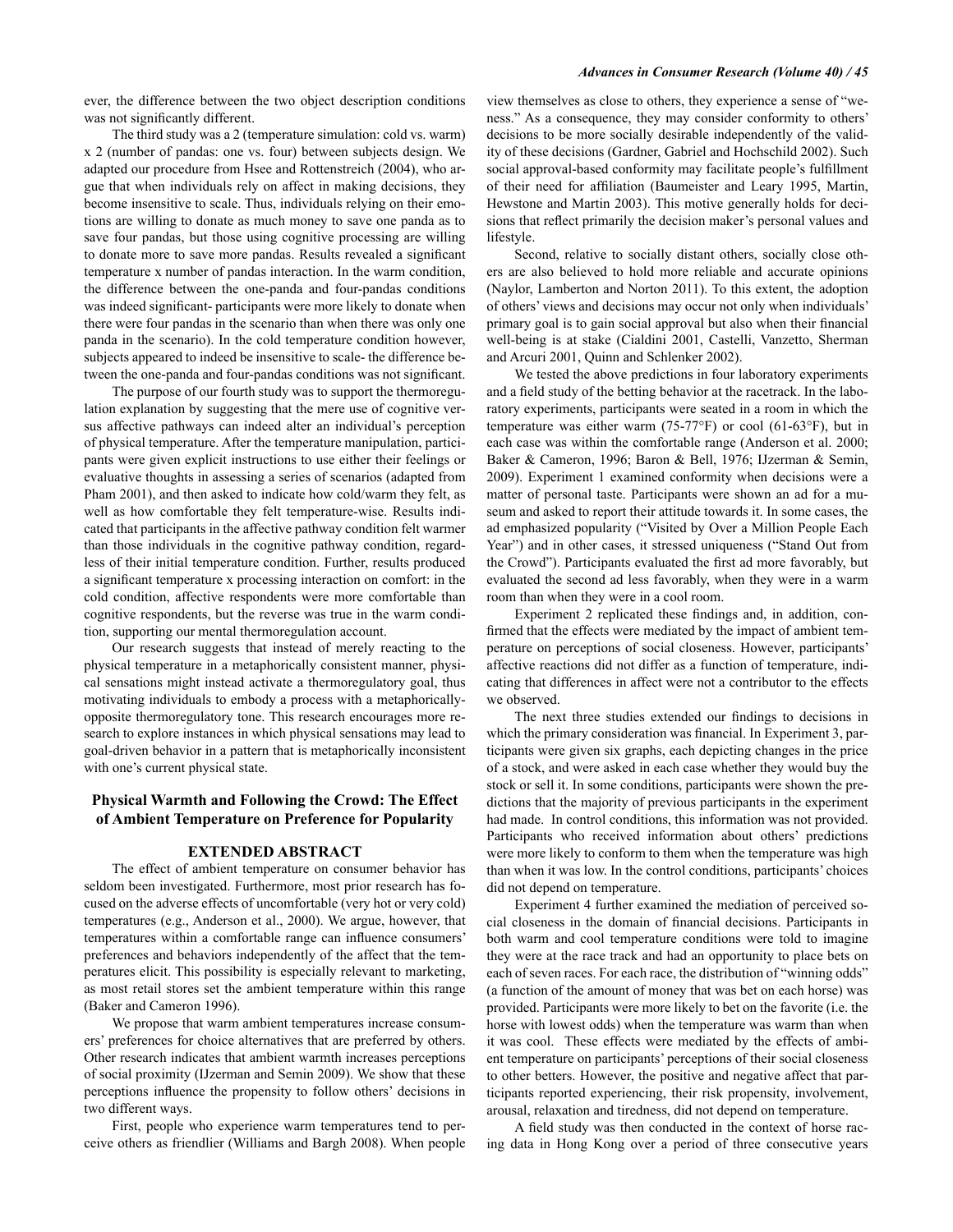ever, the difference between the two object description conditions was not significantly different.

The third study was a 2 (temperature simulation: cold vs. warm) x 2 (number of pandas: one vs. four) between subjects design. We adapted our procedure from Hsee and Rottenstreich (2004), who argue that when individuals rely on affect in making decisions, they become insensitive to scale. Thus, individuals relying on their emotions are willing to donate as much money to save one panda as to save four pandas, but those using cognitive processing are willing to donate more to save more pandas. Results revealed a significant temperature x number of pandas interaction. In the warm condition, the difference between the one-panda and four-pandas conditions was indeed significant- participants were more likely to donate when there were four pandas in the scenario than when there was only one panda in the scenario). In the cold temperature condition however, subjects appeared to indeed be insensitive to scale- the difference between the one-panda and four-pandas conditions was not significant.

The purpose of our fourth study was to support the thermoregulation explanation by suggesting that the mere use of cognitive versus affective pathways can indeed alter an individual's perception of physical temperature. After the temperature manipulation, participants were given explicit instructions to use either their feelings or evaluative thoughts in assessing a series of scenarios (adapted from Pham 2001), and then asked to indicate how cold/warm they felt, as well as how comfortable they felt temperature-wise. Results indicated that participants in the affective pathway condition felt warmer than those individuals in the cognitive pathway condition, regardless of their initial temperature condition. Further, results produced a significant temperature x processing interaction on comfort: in the cold condition, affective respondents were more comfortable than cognitive respondents, but the reverse was true in the warm condition, supporting our mental thermoregulation account.

Our research suggests that instead of merely reacting to the physical temperature in a metaphorically consistent manner, physical sensations might instead activate a thermoregulatory goal, thus motivating individuals to embody a process with a metaphorically-opposite thermoregulatory tone. This research encourages more research to explore instances in which physical sensations may lead to goal-driven behavior in a pattern that is metaphorically inconsistent with one's current physical state.

## Physical Warmth and Following the Crowd: The Effect of Ambient Temperature on Preference for Popularity

### EXTENDED ABSTRACT

The effect of ambient temperature on consumer behavior has seldom been investigated. Furthermore, most prior research has focused on the adverse effects of uncomfortable (very hot or very cold) temperatures (e.g., Anderson et al., 2000). We argue, however, that temperatures within a comfortable range can influence consumers' preferences and behaviors independently of the affect that the temperatures elicit. This possibility is especially relevant to marketing, as most retail stores set the ambient temperature within this range (Baker and Cameron 1996).

We propose that warm ambient temperatures increase consumers' preferences for choice alternatives that are preferred by others. Other research indicates that ambient warmth increases perceptions of social proximity (IJzerman and Semin 2009). We show that these perceptions influence the propensity to follow others' decisions in two different ways.

First, people who experience warm temperatures tend to perceive others as friendlier (Williams and Bargh 2008). When people view themselves as close to others, they experience a sense of "we-ness." As a consequence, they may consider conformity to others' decisions to be more socially desirable independently of the validity of these decisions (Gardner, Gabriel and Hochschild 2002). Such social approval-based conformity may facilitate people's fulfillment of their need for affiliation (Baumeister and Leary 1995, Martin, Hewstone and Martin 2003). This motive generally holds for decisions that reflect primarily the decision maker's personal values and lifestyle.

Second, relative to socially distant others, socially close others are also believed to hold more reliable and accurate opinions (Naylor, Lamberton and Norton 2011). To this extent, the adoption of others' views and decisions may occur not only when individuals' primary goal is to gain social approval but also when their financial well-being is at stake (Cialdini 2001, Castelli, Vanzetto, Sherman and Arcuri 2001, Quinn and Schlenker 2002).

We tested the above predictions in four laboratory experiments and a field study of the betting behavior at the racetrack. In the laboratory experiments, participants were seated in a room in which the temperature was either warm (75-77°F) or cool (61-63°F), but in each case was within the comfortable range (Anderson et al. 2000; Baker & Cameron, 1996; Baron & Bell, 1976; IJzerman & Semin, 2009). Experiment 1 examined conformity when decisions were a matter of personal taste. Participants were shown an ad for a museum and asked to report their attitude towards it. In some cases, the ad emphasized popularity ("Visited by Over a Million People Each Year") and in other cases, it stressed uniqueness ("Stand Out from the Crowd"). Participants evaluated the first ad more favorably, but evaluated the second ad less favorably, when they were in a warm room than when they were in a cool room.

Experiment 2 replicated these findings and, in addition, confirmed that the effects were mediated by the impact of ambient temperature on perceptions of social closeness. However, participants' affective reactions did not differ as a function of temperature, indicating that differences in affect were not a contributor to the effects we observed.

The next three studies extended our findings to decisions in which the primary consideration was financial. In Experiment 3, participants were given six graphs, each depicting changes in the price of a stock, and were asked in each case whether they would buy the stock or sell it. In some conditions, participants were shown the predictions that the majority of previous participants in the experiment had made. In control conditions, this information was not provided. Participants who received information about others' predictions were more likely to conform to them when the temperature was high than when it was low. In the control conditions, participants' choices did not depend on temperature.

Experiment 4 further examined the mediation of perceived social closeness in the domain of financial decisions. Participants in both warm and cool temperature conditions were told to imagine they were at the race track and had an opportunity to place bets on each of seven races. For each race, the distribution of "winning odds" (a function of the amount of money that was bet on each horse) was provided. Participants were more likely to bet on the favorite (i.e. the horse with lowest odds) when the temperature was warm than when it was cool. These effects were mediated by the effects of ambient temperature on participants' perceptions of their social closeness to other betters. However, the positive and negative affect that participants reported experiencing, their risk propensity, involvement, arousal, relaxation and tiredness, did not depend on temperature.

A field study was then conducted in the context of horse racing data in Hong Kong over a period of three consecutive years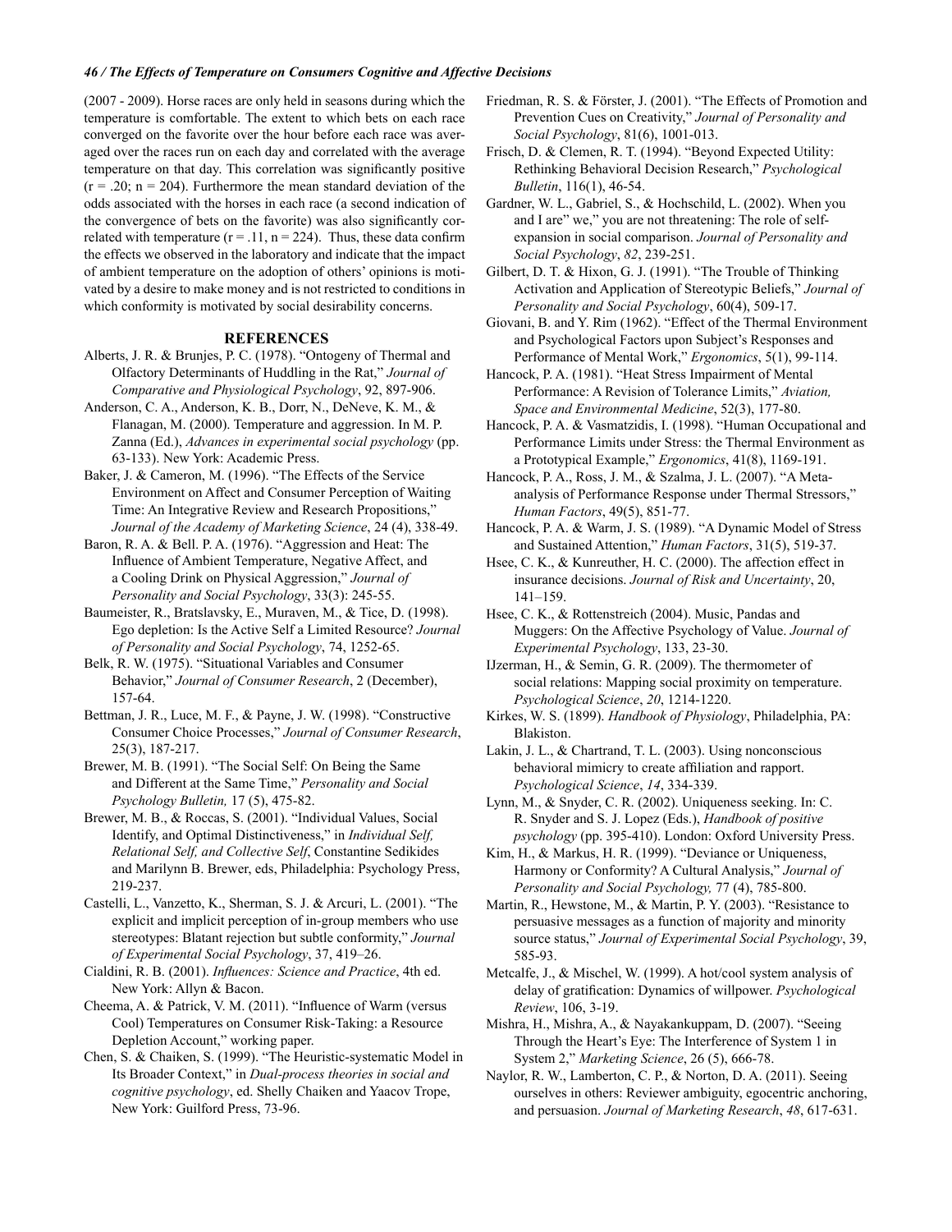(2007 - 2009). Horse races are only held in seasons during which the temperature is comfortable. The extent to which bets on each race converged on the favorite over the hour before each race was averaged over the races run on each day and correlated with the average temperature on that day. This correlation was significantly positive ($r = .20$; $n = 204$). Furthermore the mean standard deviation of the odds associated with the horses in each race (a second indication of the convergence of bets on the favorite) was also significantly correlated with temperature ($r = .11$, $n = 224$). Thus, these data confirm the effects we observed in the laboratory and indicate that the impact of ambient temperature on the adoption of others' opinions is motivated by a desire to make money and is not restricted to conditions in which conformity is motivated by social desirability concerns.

## REFERENCES

Alberts, J. R. & Brunjes, P. C. (1978). "Ontogeny of Thermal and Olfactory Determinants of Huddling in the Rat," *Journal of Comparative and Physiological Psychology*, 92, 897-906.

Anderson, C. A., Anderson, K. B., Dorr, N., DeNeve, K. M., & Flanagan, M. (2000). Temperature and aggression. In M. P. Zanna (Ed.), *Advances in experimental social psychology* (pp. 63-133). New York: Academic Press.

Baker, J. & Cameron, M. (1996). "The Effects of the Service Environment on Affect and Consumer Perception of Waiting Time: An Integrative Review and Research Propositions," *Journal of the Academy of Marketing Science*, 24 (4), 338-49.

Baron, R. A. & Bell. P. A. (1976). "Aggression and Heat: The Influence of Ambient Temperature, Negative Affect, and a Cooling Drink on Physical Aggression," *Journal of Personality and Social Psychology*, 33(3): 245-55.

Baumeister, R., Bratslavsky, E., Muraven, M., & Tice, D. (1998). Ego depletion: Is the Active Self a Limited Resource? *Journal of Personality and Social Psychology*, 74, 1252-65.

Belk, R. W. (1975). "Situational Variables and Consumer Behavior," *Journal of Consumer Research*, 2 (December), 157-64.

Bettman, J. R., Luce, M. F., & Payne, J. W. (1998). "Constructive Consumer Choice Processes," *Journal of Consumer Research*, 25(3), 187-217.

Brewer, M. B. (1991). "The Social Self: On Being the Same and Different at the Same Time," *Personality and Social Psychology Bulletin,* 17 (5), 475-82.

Brewer, M. B., & Roccas, S. (2001). "Individual Values, Social Identify, and Optimal Distinctiveness," in *Individual Self, Relational Self, and Collective Self*, Constantine Sedikides and Marilynn B. Brewer, eds, Philadelphia: Psychology Press, 219-237.

Castelli, L., Vanzetto, K., Sherman, S. J. & Arcuri, L. (2001). "The explicit and implicit perception of in-group members who use stereotypes: Blatant rejection but subtle conformity," *Journal of Experimental Social Psychology*, 37, 419–26.

Cialdini, R. B. (2001). *Influences: Science and Practice*, 4th ed. New York: Allyn & Bacon.

Cheema, A. & Patrick, V. M. (2011). "Influence of Warm (versus Cool) Temperatures on Consumer Risk-Taking: a Resource Depletion Account," working paper.

Chen, S. & Chaiken, S. (1999). "The Heuristic-systematic Model in Its Broader Context," in *Dual-process theories in social and cognitive psychology*, ed. Shelly Chaiken and Yaacov Trope, New York: Guilford Press, 73-96.

Friedman, R. S. & Förster, J. (2001). "The Effects of Promotion and Prevention Cues on Creativity," *Journal of Personality and Social Psychology*, 81(6), 1001-013.

Frisch, D. & Clemen, R. T. (1994). "Beyond Expected Utility: Rethinking Behavioral Decision Research," *Psychological Bulletin*, 116(1), 46-54.

Gardner, W. L., Gabriel, S., & Hochschild, L. (2002). When you and I are" we," you are not threatening: The role of self-expansion in social comparison. *Journal of Personality and Social Psychology*, *82*, 239-251.

Gilbert, D. T. & Hixon, G. J. (1991). "The Trouble of Thinking Activation and Application of Stereotypic Beliefs," *Journal of Personality and Social Psychology*, 60(4), 509-17.

Giovani, B. and Y. Rim (1962). "Effect of the Thermal Environment and Psychological Factors upon Subject's Responses and Performance of Mental Work," *Ergonomics*, 5(1), 99-114.

Hancock, P. A. (1981). "Heat Stress Impairment of Mental Performance: A Revision of Tolerance Limits," *Aviation, Space and Environmental Medicine*, 52(3), 177-80.

Hancock, P. A. & Vasmatzidis, I. (1998). "Human Occupational and Performance Limits under Stress: the Thermal Environment as a Prototypical Example," *Ergonomics*, 41(8), 1169-191.

Hancock, P. A., Ross, J. M., & Szalma, J. L. (2007). "A Meta-analysis of Performance Response under Thermal Stressors," *Human Factors*, 49(5), 851-77.

Hancock, P. A. & Warm, J. S. (1989). "A Dynamic Model of Stress and Sustained Attention," *Human Factors*, 31(5), 519-37.

Hsee, C. K., & Kunreuther, H. C. (2000). The affection effect in insurance decisions. *Journal of Risk and Uncertainty*, 20, 141–159.

Hsee, C. K., & Rottenstreich (2004). Music, Pandas and Muggers: On the Affective Psychology of Value. *Journal of Experimental Psychology*, 133, 23-30.

IJzerman, H., & Semin, G. R. (2009). The thermometer of social relations: Mapping social proximity on temperature. *Psychological Science*, *20*, 1214-1220.

Kirkes, W. S. (1899). *Handbook of Physiology*, Philadelphia, PA: Blakiston.

Lakin, J. L., & Chartrand, T. L. (2003). Using nonconscious behavioral mimicry to create affiliation and rapport. *Psychological Science*, *14*, 334-339.

Lynn, M., & Snyder, C. R. (2002). Uniqueness seeking. In: C. R. Snyder and S. J. Lopez (Eds.), *Handbook of positive psychology* (pp. 395-410). London: Oxford University Press.

Kim, H., & Markus, H. R. (1999). "Deviance or Uniqueness, Harmony or Conformity? A Cultural Analysis," *Journal of Personality and Social Psychology,* 77 (4), 785-800.

Martin, R., Hewstone, M., & Martin, P. Y. (2003). "Resistance to persuasive messages as a function of majority and minority source status," *Journal of Experimental Social Psychology*, 39, 585-93.

Metcalfe, J., & Mischel, W. (1999). A hot/cool system analysis of delay of gratification: Dynamics of willpower. *Psychological Review*, 106, 3-19.

Mishra, H., Mishra, A., & Nayakankuppam, D. (2007). "Seeing Through the Heart's Eye: The Interference of System 1 in System 2," *Marketing Science*, 26 (5), 666-78.

Naylor, R. W., Lamberton, C. P., & Norton, D. A. (2011). Seeing ourselves in others: Reviewer ambiguity, egocentric anchoring, and persuasion. *Journal of Marketing Research*, *48*, 617-631.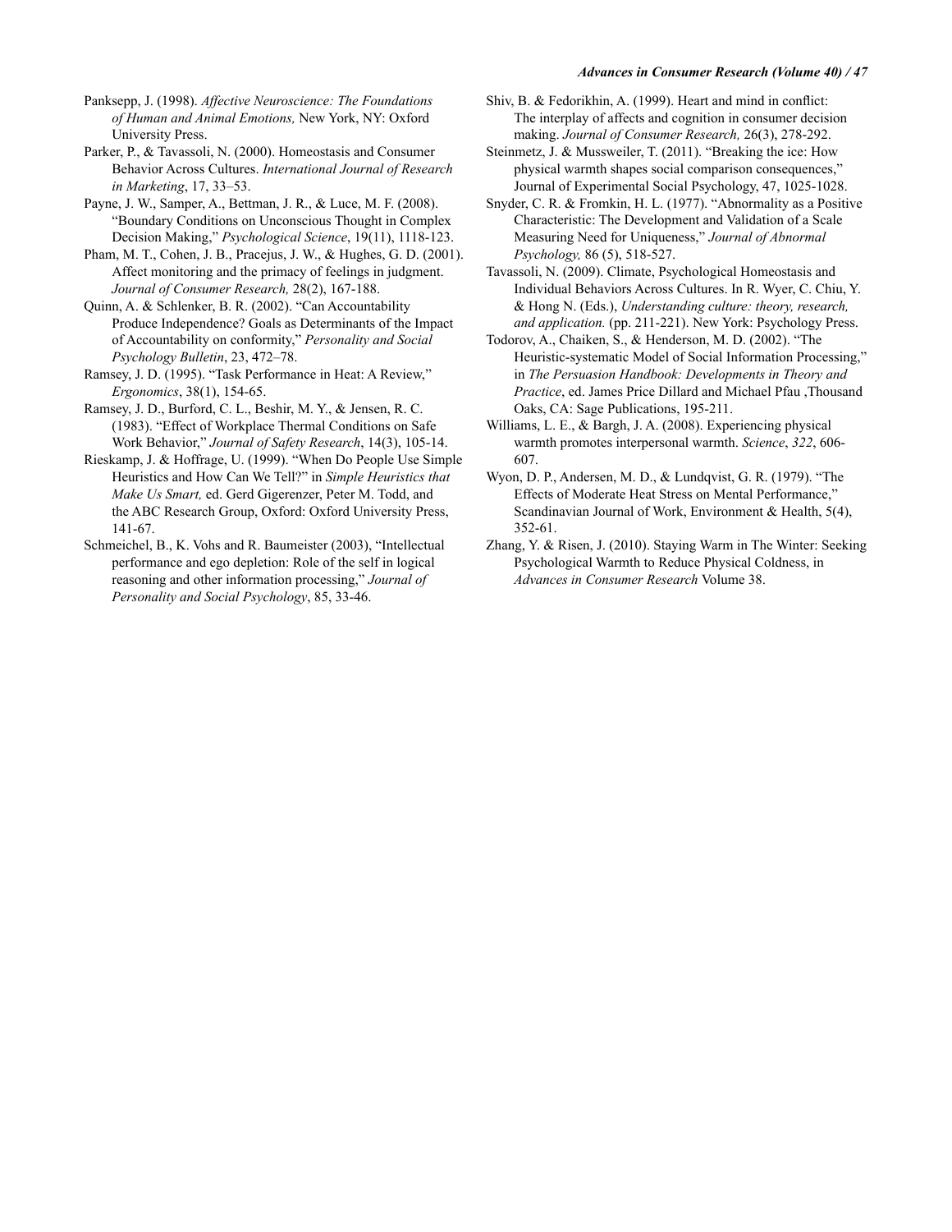Panksepp, J. (1998). *Affective Neuroscience: The Foundations of Human and Animal Emotions,* New York, NY: Oxford University Press.

Parker, P., & Tavassoli, N. (2000). Homeostasis and Consumer Behavior Across Cultures. *International Journal of Research in Marketing*, 17, 33–53.

Payne, J. W., Samper, A., Bettman, J. R., & Luce, M. F. (2008). "Boundary Conditions on Unconscious Thought in Complex Decision Making," *Psychological Science*, 19(11), 1118-123.

Pham, M. T., Cohen, J. B., Pracejus, J. W., & Hughes, G. D. (2001). Affect monitoring and the primacy of feelings in judgment. *Journal of Consumer Research,* 28(2), 167-188.

Quinn, A. & Schlenker, B. R. (2002). "Can Accountability Produce Independence? Goals as Determinants of the Impact of Accountability on conformity," *Personality and Social Psychology Bulletin*, 23, 472–78.

Ramsey, J. D. (1995). "Task Performance in Heat: A Review," *Ergonomics*, 38(1), 154-65.

Ramsey, J. D., Burford, C. L., Beshir, M. Y., & Jensen, R. C. (1983). "Effect of Workplace Thermal Conditions on Safe Work Behavior," *Journal of Safety Research*, 14(3), 105-14.

Rieskamp, J. & Hoffrage, U. (1999). "When Do People Use Simple Heuristics and How Can We Tell?" in *Simple Heuristics that Make Us Smart,* ed. Gerd Gigerenzer, Peter M. Todd, and the ABC Research Group, Oxford: Oxford University Press, 141-67.

Schmeichel, B., K. Vohs and R. Baumeister (2003), "Intellectual performance and ego depletion: Role of the self in logical reasoning and other information processing," *Journal of Personality and Social Psychology*, 85, 33-46.

Shiv, B. & Fedorikhin, A. (1999). Heart and mind in conflict: The interplay of affects and cognition in consumer decision making. *Journal of Consumer Research,* 26(3), 278-292.

Steinmetz, J. & Mussweiler, T. (2011). "Breaking the ice: How physical warmth shapes social comparison consequences," Journal of Experimental Social Psychology, 47, 1025-1028.

Snyder, C. R. & Fromkin, H. L. (1977). "Abnormality as a Positive Characteristic: The Development and Validation of a Scale Measuring Need for Uniqueness," *Journal of Abnormal Psychology,* 86 (5), 518-527.

Tavassoli, N. (2009). Climate, Psychological Homeostasis and Individual Behaviors Across Cultures. In R. Wyer, C. Chiu, Y. & Hong N. (Eds.), *Understanding culture: theory, research, and application.* (pp. 211-221). New York: Psychology Press.

Todorov, A., Chaiken, S., & Henderson, M. D. (2002). "The Heuristic-systematic Model of Social Information Processing," in *The Persuasion Handbook: Developments in Theory and Practice*, ed. James Price Dillard and Michael Pfau ,Thousand Oaks, CA: Sage Publications, 195-211.

Williams, L. E., & Bargh, J. A. (2008). Experiencing physical warmth promotes interpersonal warmth. *Science*, *322*, 606-607.

Wyon, D. P., Andersen, M. D., & Lundqvist, G. R. (1979). "The Effects of Moderate Heat Stress on Mental Performance," Scandinavian Journal of Work, Environment & Health, 5(4), 352-61.

Zhang, Y. & Risen, J. (2010). Staying Warm in The Winter: Seeking Psychological Warmth to Reduce Physical Coldness, in *Advances in Consumer Research* Volume 38.